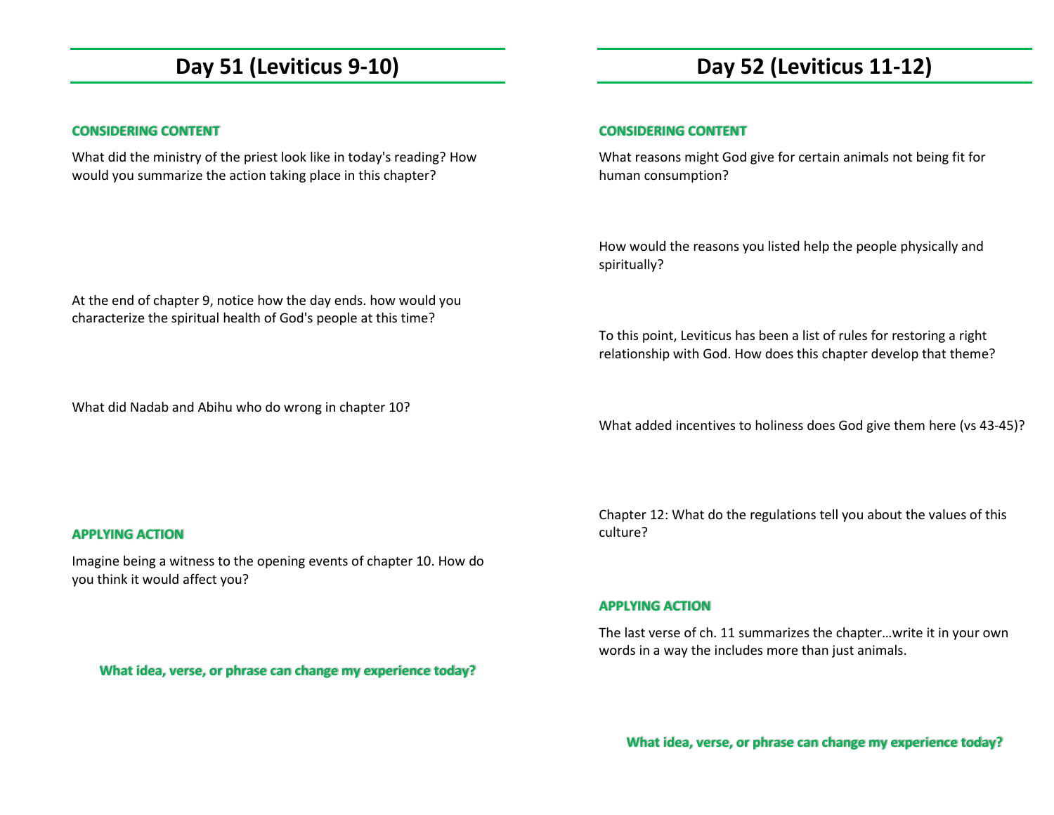# Day 51 (Leviticus 9-10)

**CONSIDERING CONTENT**

What did the ministry of the priest look like in today's reading? How would you summarize the action taking place in this chapter?

At the end of chapter 9, notice how the day ends. how would you characterize the spiritual health of God's people at this time?

What did Nadab and Abihu who do wrong in chapter 10?

**APPLYING ACTION**

Imagine being a witness to the opening events of chapter 10. How do you think it would affect you?

**What idea, verse, or phrase can change my experience today?**

# Day 52 (Leviticus 11-12)

**CONSIDERING CONTENT**

What reasons might God give for certain animals not being fit for human consumption?

How would the reasons you listed help the people physically and spiritually?

To this point, Leviticus has been a list of rules for restoring a right relationship with God. How does this chapter develop that theme?

What added incentives to holiness does God give them here (vs 43-45)?

Chapter 12: What do the regulations tell you about the values of this culture?

**APPLYING ACTION**

The last verse of ch. 11 summarizes the chapter…write it in your own words in a way the includes more than just animals.

**What idea, verse, or phrase can change my experience today?**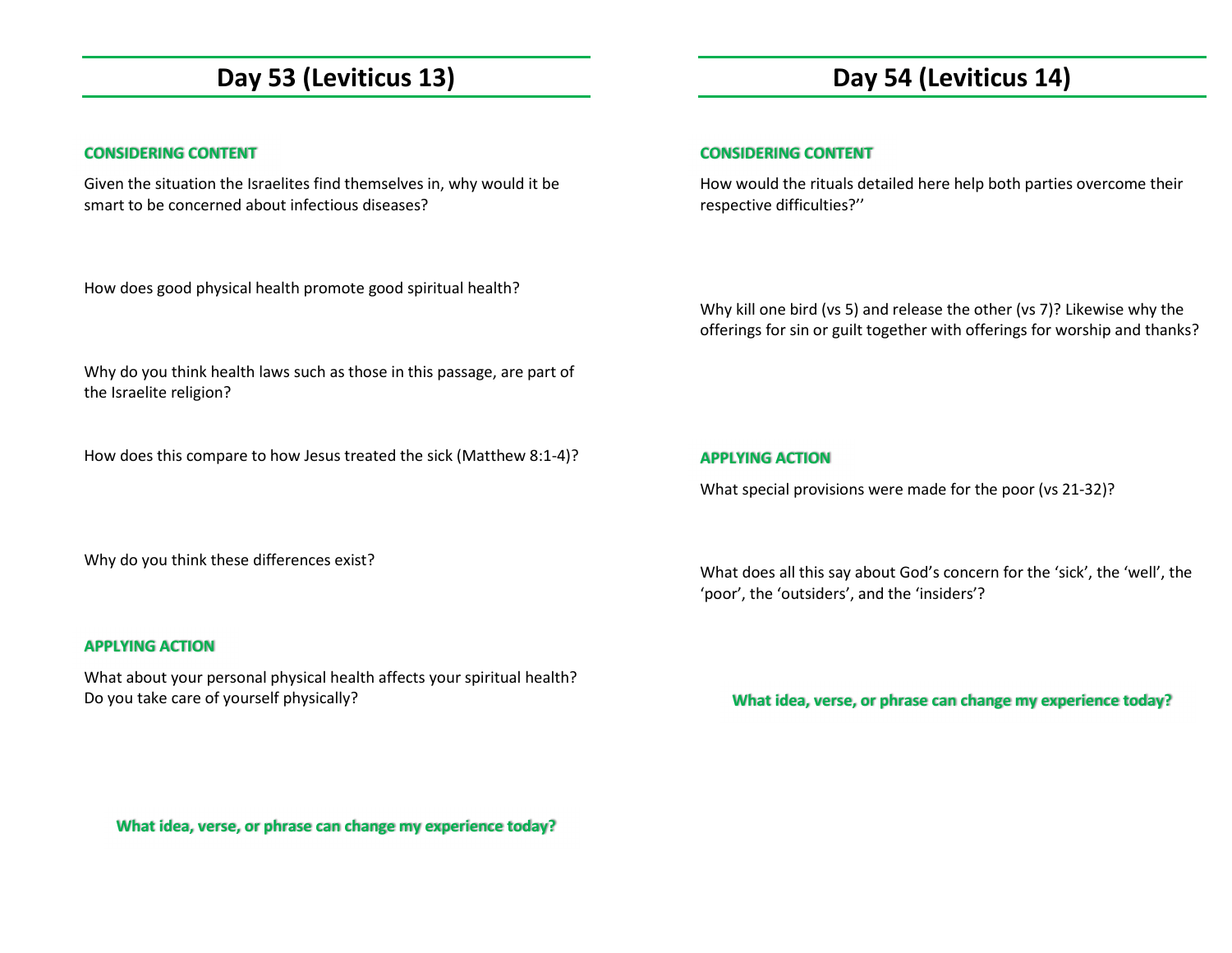# Day 53 (Leviticus 13)

**CONSIDERING CONTENT**

Given the situation the Israelites find themselves in, why would it be smart to be concerned about infectious diseases?

How does good physical health promote good spiritual health?

Why do you think health laws such as those in this passage, are part of the Israelite religion?

How does this compare to how Jesus treated the sick (Matthew 8:1-4)?

Why do you think these differences exist?

**APPLYING ACTION**

What about your personal physical health affects your spiritual health? Do you take care of yourself physically?

**What idea, verse, or phrase can change my experience today?**

# Day 54 (Leviticus 14)

**CONSIDERING CONTENT**

How would the rituals detailed here help both parties overcome their respective difficulties?''

Why kill one bird (vs 5) and release the other (vs 7)? Likewise why the offerings for sin or guilt together with offerings for worship and thanks?

**APPLYING ACTION**

What special provisions were made for the poor (vs 21-32)?

What does all this say about God's concern for the 'sick', the 'well', the 'poor', the 'outsiders', and the 'insiders'?

**What idea, verse, or phrase can change my experience today?**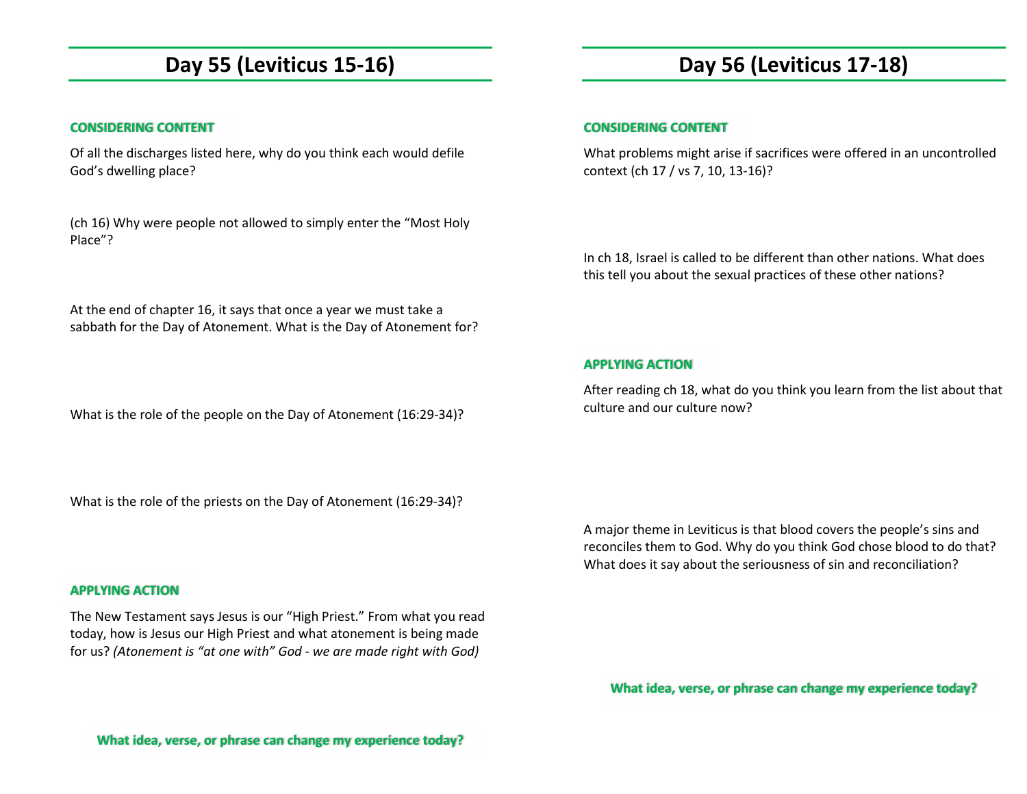## Day 55 (Leviticus 15-16)

**CONSIDERING CONTENT**

Of all the discharges listed here, why do you think each would defile God's dwelling place?

(ch 16) Why were people not allowed to simply enter the "Most Holy Place"?

At the end of chapter 16, it says that once a year we must take a sabbath for the Day of Atonement. What is the Day of Atonement for?

What is the role of the people on the Day of Atonement (16:29-34)?

What is the role of the priests on the Day of Atonement (16:29-34)?

**APPLYING ACTION**

The New Testament says Jesus is our "High Priest." From what you read today, how is Jesus our High Priest and what atonement is being made for us? *(Atonement is "at one with" God - we are made right with God)*

**What idea, verse, or phrase can change my experience today?**

## Day 56 (Leviticus 17-18)

**CONSIDERING CONTENT**

What problems might arise if sacrifices were offered in an uncontrolled context (ch 17 / vs 7, 10, 13-16)?

In ch 18, Israel is called to be different than other nations. What does this tell you about the sexual practices of these other nations?

**APPLYING ACTION**

After reading ch 18, what do you think you learn from the list about that culture and our culture now?

A major theme in Leviticus is that blood covers the people's sins and reconciles them to God. Why do you think God chose blood to do that? What does it say about the seriousness of sin and reconciliation?

**What idea, verse, or phrase can change my experience today?**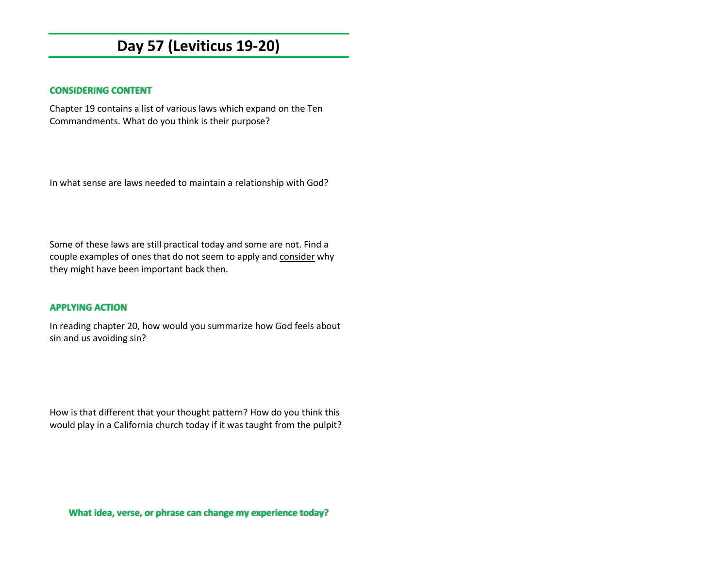# Day 57 (Leviticus 19-20)

### CONSIDERING CONTENT

Chapter 19 contains a list of various laws which expand on the Ten Commandments. What do you think is their purpose?

In what sense are laws needed to maintain a relationship with God?

Some of these laws are still practical today and some are not. Find a couple examples of ones that do not seem to apply and consider why they might have been important back then.

### APPLYING ACTION

In reading chapter 20, how would you summarize how God feels about sin and us avoiding sin?

How is that different that your thought pattern? How do you think this would play in a California church today if it was taught from the pulpit?

**What idea, verse, or phrase can change my experience today?**